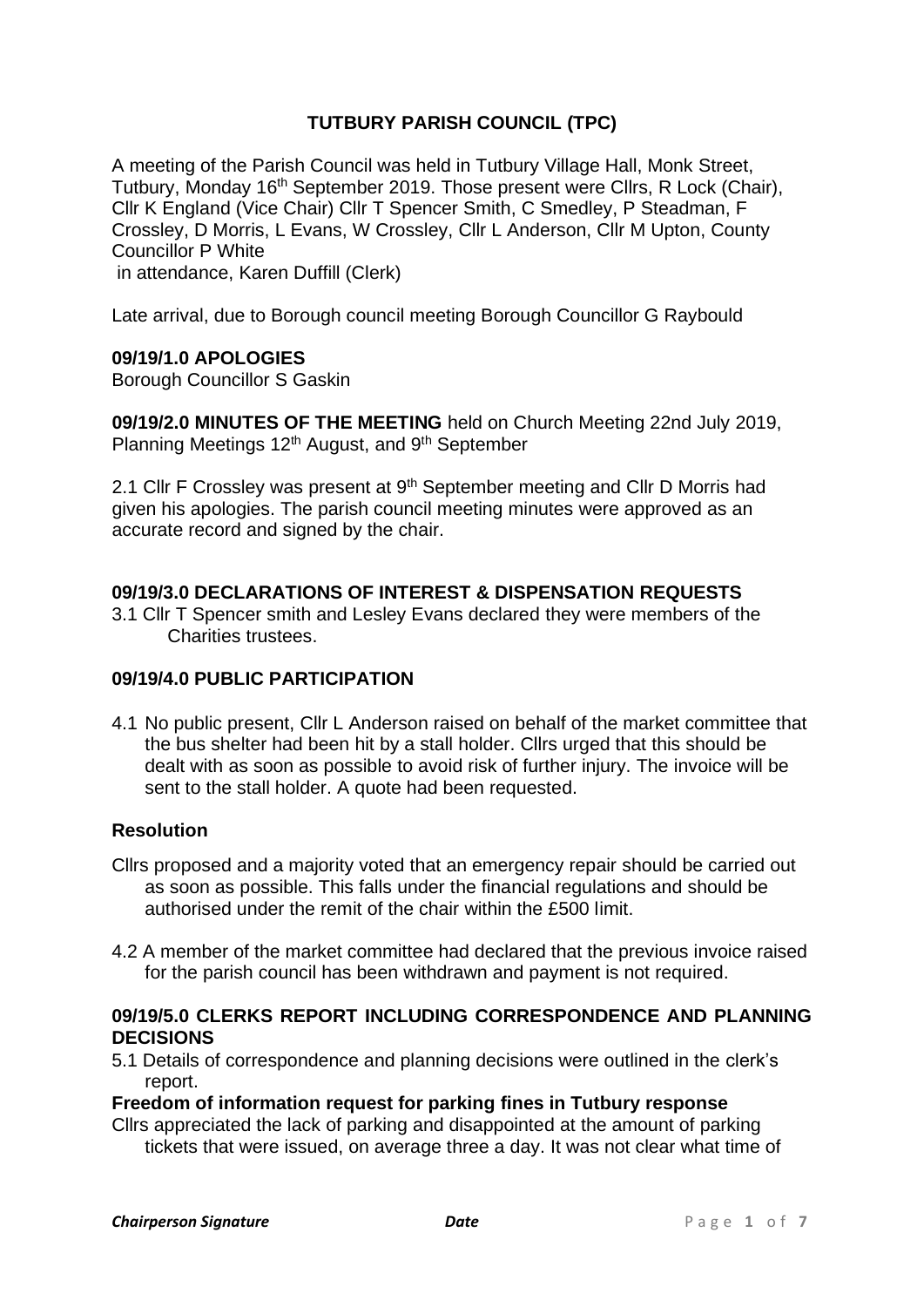# TUTBURY PARISH COUNCIL (TPC)

A meeting of the Parish Council was held in Tutbury Village Hall, Monk Street, Tutbury, Monday 16th September 2019. Those present were Cllrs, R Lock (Chair), Cllr K England (Vice Chair) Cllr T Spencer Smith, C Smedley, P Steadman, F Crossley, D Morris, L Evans, W Crossley, Cllr L Anderson, Cllr M Upton, County Councillor P White
in attendance, Karen Duffill (Clerk)

Late arrival, due to Borough council meeting Borough Councillor G Raybould

**09/19/1.0 APOLOGIES**
Borough Councillor S Gaskin

**09/19/2.0 MINUTES OF THE MEETING** held on Church Meeting 22nd July 2019, Planning Meetings 12th August, and 9th September

2.1 Cllr F Crossley was present at 9th September meeting and Cllr D Morris had given his apologies. The parish council meeting minutes were approved as an accurate record and signed by the chair.

**09/19/3.0 DECLARATIONS OF INTEREST & DISPENSATION REQUESTS**

3.1 Cllr T Spencer smith and Lesley Evans declared they were members of the Charities trustees.

**09/19/4.0 PUBLIC PARTICIPATION**

4.1 No public present, Cllr L Anderson raised on behalf of the market committee that the bus shelter had been hit by a stall holder. Cllrs urged that this should be dealt with as soon as possible to avoid risk of further injury. The invoice will be sent to the stall holder. A quote had been requested.

**Resolution**

Cllrs proposed and a majority voted that an emergency repair should be carried out as soon as possible. This falls under the financial regulations and should be authorised under the remit of the chair within the £500 limit.

4.2 A member of the market committee had declared that the previous invoice raised for the parish council has been withdrawn and payment is not required.

**09/19/5.0 CLERKS REPORT INCLUDING CORRESPONDENCE AND PLANNING DECISIONS**

5.1 Details of correspondence and planning decisions were outlined in the clerk's report.

**Freedom of information request for parking fines in Tutbury response**

Cllrs appreciated the lack of parking and disappointed at the amount of parking tickets that were issued, on average three a day. It was not clear what time of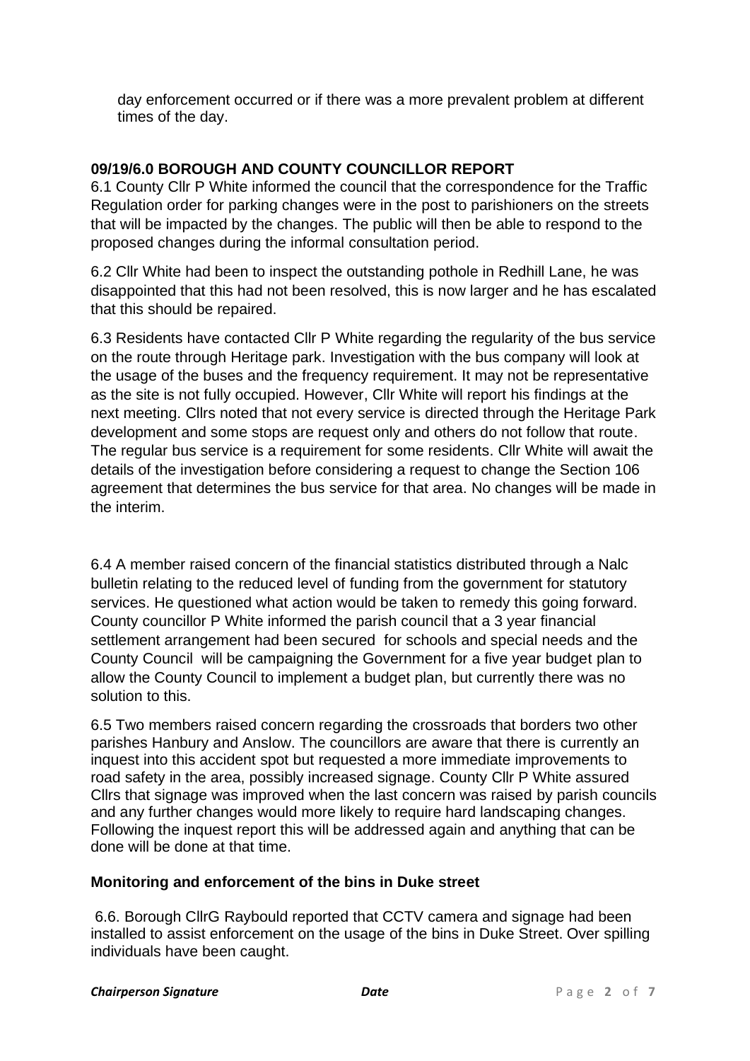day enforcement occurred or if there was a more prevalent problem at different times of the day.

**09/19/6.0 BOROUGH AND COUNTY COUNCILLOR REPORT**

6.1 County Cllr P White informed the council that the correspondence for the Traffic Regulation order for parking changes were in the post to parishioners on the streets that will be impacted by the changes. The public will then be able to respond to the proposed changes during the informal consultation period.

6.2 Cllr White had been to inspect the outstanding pothole in Redhill Lane, he was disappointed that this had not been resolved, this is now larger and he has escalated that this should be repaired.

6.3 Residents have contacted Cllr P White regarding the regularity of the bus service on the route through Heritage park. Investigation with the bus company will look at the usage of the buses and the frequency requirement. It may not be representative as the site is not fully occupied. However, Cllr White will report his findings at the next meeting. Cllrs noted that not every service is directed through the Heritage Park development and some stops are request only and others do not follow that route. The regular bus service is a requirement for some residents. Cllr White will await the details of the investigation before considering a request to change the Section 106 agreement that determines the bus service for that area. No changes will be made in the interim.

6.4 A member raised concern of the financial statistics distributed through a Nalc bulletin relating to the reduced level of funding from the government for statutory services. He questioned what action would be taken to remedy this going forward. County councillor P White informed the parish council that a 3 year financial settlement arrangement had been secured for schools and special needs and the County Council will be campaigning the Government for a five year budget plan to allow the County Council to implement a budget plan, but currently there was no solution to this.

6.5 Two members raised concern regarding the crossroads that borders two other parishes Hanbury and Anslow. The councillors are aware that there is currently an inquest into this accident spot but requested a more immediate improvements to road safety in the area, possibly increased signage. County Cllr P White assured Cllrs that signage was improved when the last concern was raised by parish councils and any further changes would more likely to require hard landscaping changes. Following the inquest report this will be addressed again and anything that can be done will be done at that time.

**Monitoring and enforcement of the bins in Duke street**

6.6. Borough CllrG Raybould reported that CCTV camera and signage had been installed to assist enforcement on the usage of the bins in Duke Street. Over spilling individuals have been caught.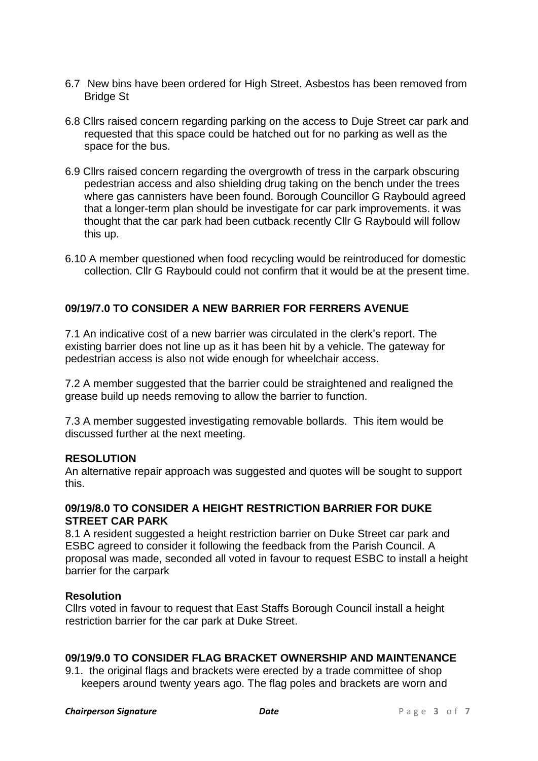6.7 New bins have been ordered for High Street. Asbestos has been removed from Bridge St

6.8 Cllrs raised concern regarding parking on the access to Duje Street car park and requested that this space could be hatched out for no parking as well as the space for the bus.

6.9 Cllrs raised concern regarding the overgrowth of tress in the carpark obscuring pedestrian access and also shielding drug taking on the bench under the trees where gas cannisters have been found. Borough Councillor G Raybould agreed that a longer-term plan should be investigate for car park improvements. it was thought that the car park had been cutback recently Cllr G Raybould will follow this up.

6.10 A member questioned when food recycling would be reintroduced for domestic collection. Cllr G Raybould could not confirm that it would be at the present time.

## 09/19/7.0 TO CONSIDER A NEW BARRIER FOR FERRERS AVENUE

7.1 An indicative cost of a new barrier was circulated in the clerk's report. The existing barrier does not line up as it has been hit by a vehicle. The gateway for pedestrian access is also not wide enough for wheelchair access.

7.2 A member suggested that the barrier could be straightened and realigned the grease build up needs removing to allow the barrier to function.

7.3 A member suggested investigating removable bollards. This item would be discussed further at the next meeting.

**RESOLUTION**
An alternative repair approach was suggested and quotes will be sought to support this.

## 09/19/8.0 TO CONSIDER A HEIGHT RESTRICTION BARRIER FOR DUKE STREET CAR PARK

8.1 A resident suggested a height restriction barrier on Duke Street car park and ESBC agreed to consider it following the feedback from the Parish Council. A proposal was made, seconded all voted in favour to request ESBC to install a height barrier for the carpark

**Resolution**
Cllrs voted in favour to request that East Staffs Borough Council install a height restriction barrier for the car park at Duke Street.

## 09/19/9.0 TO CONSIDER FLAG BRACKET OWNERSHIP AND MAINTENANCE

9.1. the original flags and brackets were erected by a trade committee of shop keepers around twenty years ago. The flag poles and brackets are worn and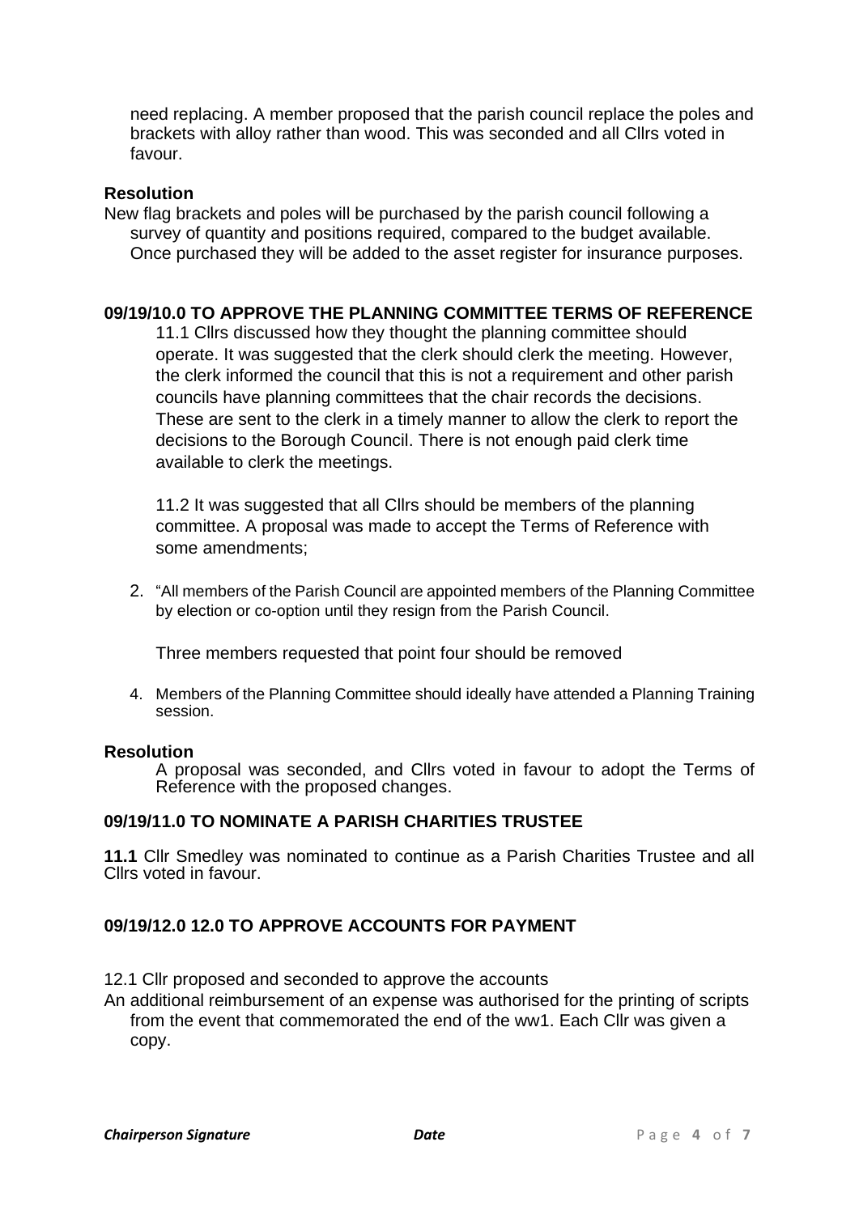need replacing. A member proposed that the parish council replace the poles and brackets with alloy rather than wood. This was seconded and all Cllrs voted in favour.

**Resolution**

New flag brackets and poles will be purchased by the parish council following a survey of quantity and positions required, compared to the budget available. Once purchased they will be added to the asset register for insurance purposes.

**09/19/10.0 TO APPROVE THE PLANNING COMMITTEE TERMS OF REFERENCE**

11.1 Cllrs discussed how they thought the planning committee should operate. It was suggested that the clerk should clerk the meeting. However, the clerk informed the council that this is not a requirement and other parish councils have planning committees that the chair records the decisions. These are sent to the clerk in a timely manner to allow the clerk to report the decisions to the Borough Council. There is not enough paid clerk time available to clerk the meetings.

11.2 It was suggested that all Cllrs should be members of the planning committee. A proposal was made to accept the Terms of Reference with some amendments;

2. "All members of the Parish Council are appointed members of the Planning Committee by election or co-option until they resign from the Parish Council.

Three members requested that point four should be removed

4. Members of the Planning Committee should ideally have attended a Planning Training session.

**Resolution**

A proposal was seconded, and Cllrs voted in favour to adopt the Terms of Reference with the proposed changes.

**09/19/11.0 TO NOMINATE A PARISH CHARITIES TRUSTEE**

**11.1** Cllr Smedley was nominated to continue as a Parish Charities Trustee and all Cllrs voted in favour.

**09/19/12.0 12.0 TO APPROVE ACCOUNTS FOR PAYMENT**

12.1 Cllr proposed and seconded to approve the accounts

An additional reimbursement of an expense was authorised for the printing of scripts from the event that commemorated the end of the ww1. Each Cllr was given a copy.

***Chairperson Signature*** ***Date***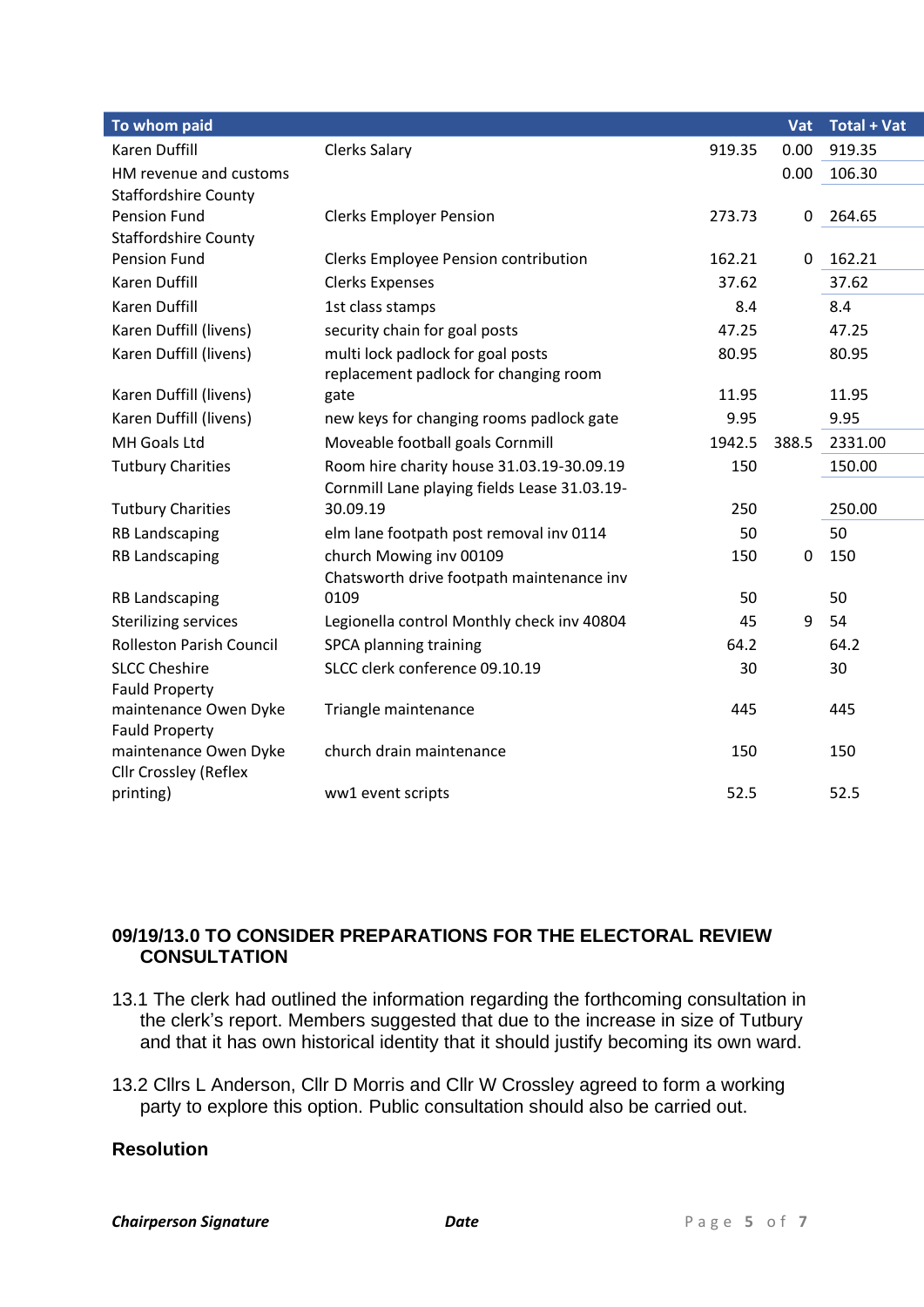| To whom paid | | | Vat | Total + Vat |
|---|---|---|---|---|
| Karen Duffill | Clerks Salary | 919.35 | 0.00 | 919.35 |
| HM revenue and customs | | | 0.00 | 106.30 |
| Staffordshire County Pension Fund | Clerks Employer Pension | 273.73 | 0 | 264.65 |
| Staffordshire County Pension Fund | Clerks Employee Pension contribution | 162.21 | 0 | 162.21 |
| Karen Duffill | Clerks Expenses | 37.62 | | 37.62 |
| Karen Duffill | 1st class stamps | 8.4 | | 8.4 |
| Karen Duffill (livens) | security chain for goal posts | 47.25 | | 47.25 |
| Karen Duffill (livens) | multi lock padlock for goal posts | 80.95 | | 80.95 |
| Karen Duffill (livens) | replacement padlock for changing room gate | 11.95 | | 11.95 |
| Karen Duffill (livens) | new keys for changing rooms padlock gate | 9.95 | | 9.95 |
| MH Goals Ltd | Moveable football goals Cornmill | 1942.5 | 388.5 | 2331.00 |
| Tutbury Charities | Room hire charity house 31.03.19-30.09.19 | 150 | | 150.00 |
| Tutbury Charities | Cornmill Lane playing fields Lease 31.03.19-30.09.19 | 250 | | 250.00 |
| RB Landscaping | elm lane footpath post removal inv 0114 | 50 | | 50 |
| RB Landscaping | church Mowing inv 00109 | 150 | 0 | 150 |
| RB Landscaping | Chatsworth drive footpath maintenance inv 0109 | 50 | | 50 |
| Sterilizing services | Legionella control Monthly check inv 40804 | 45 | 9 | 54 |
| Rolleston Parish Council | SPCA planning training | 64.2 | | 64.2 |
| SLCC Cheshire | SLCC clerk conference 09.10.19 | 30 | | 30 |
| Fauld Property maintenance Owen Dyke | Triangle maintenance | 445 | | 445 |
| Fauld Property maintenance Owen Dyke | church drain maintenance | 150 | | 150 |
| Cllr Crossley (Reflex printing) | ww1 event scripts | 52.5 | | 52.5 |

## 09/19/13.0 TO CONSIDER PREPARATIONS FOR THE ELECTORAL REVIEW CONSULTATION

13.1 The clerk had outlined the information regarding the forthcoming consultation in the clerk's report. Members suggested that due to the increase in size of Tutbury and that it has own historical identity that it should justify becoming its own ward.

13.2 Cllrs L Anderson, Cllr D Morris and Cllr W Crossley agreed to form a working party to explore this option. Public consultation should also be carried out.

**Resolution**

***Chairperson Signature*** ***Date***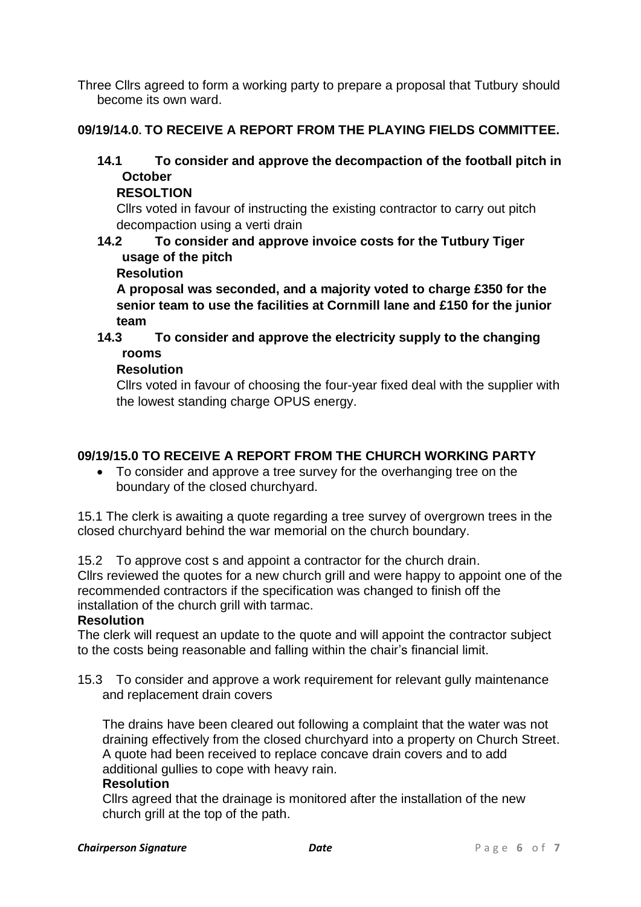Three Cllrs agreed to form a working party to prepare a proposal that Tutbury should become its own ward.

## 09/19/14.0. TO RECEIVE A REPORT FROM THE PLAYING FIELDS COMMITTEE.

### 14.1 To consider and approve the decompaction of the football pitch in October

**RESOLTION**

Cllrs voted in favour of instructing the existing contractor to carry out pitch decompaction using a verti drain

### 14.2 To consider and approve invoice costs for the Tutbury Tiger usage of the pitch

**Resolution**

**A proposal was seconded, and a majority voted to charge £350 for the senior team to use the facilities at Cornmill lane and £150 for the junior team**

### 14.3 To consider and approve the electricity supply to the changing rooms

**Resolution**

Cllrs voted in favour of choosing the four-year fixed deal with the supplier with the lowest standing charge OPUS energy.

## 09/19/15.0 TO RECEIVE A REPORT FROM THE CHURCH WORKING PARTY

- To consider and approve a tree survey for the overhanging tree on the boundary of the closed churchyard.

15.1 The clerk is awaiting a quote regarding a tree survey of overgrown trees in the closed churchyard behind the war memorial on the church boundary.

15.2 To approve cost s and appoint a contractor for the church drain.
Cllrs reviewed the quotes for a new church grill and were happy to appoint one of the recommended contractors if the specification was changed to finish off the installation of the church grill with tarmac.

**Resolution**

The clerk will request an update to the quote and will appoint the contractor subject to the costs being reasonable and falling within the chair's financial limit.

15.3 To consider and approve a work requirement for relevant gully maintenance and replacement drain covers

The drains have been cleared out following a complaint that the water was not draining effectively from the closed churchyard into a property on Church Street. A quote had been received to replace concave drain covers and to add additional gullies to cope with heavy rain.

**Resolution**

Cllrs agreed that the drainage is monitored after the installation of the new church grill at the top of the path.

***Chairperson Signature*** ***Date***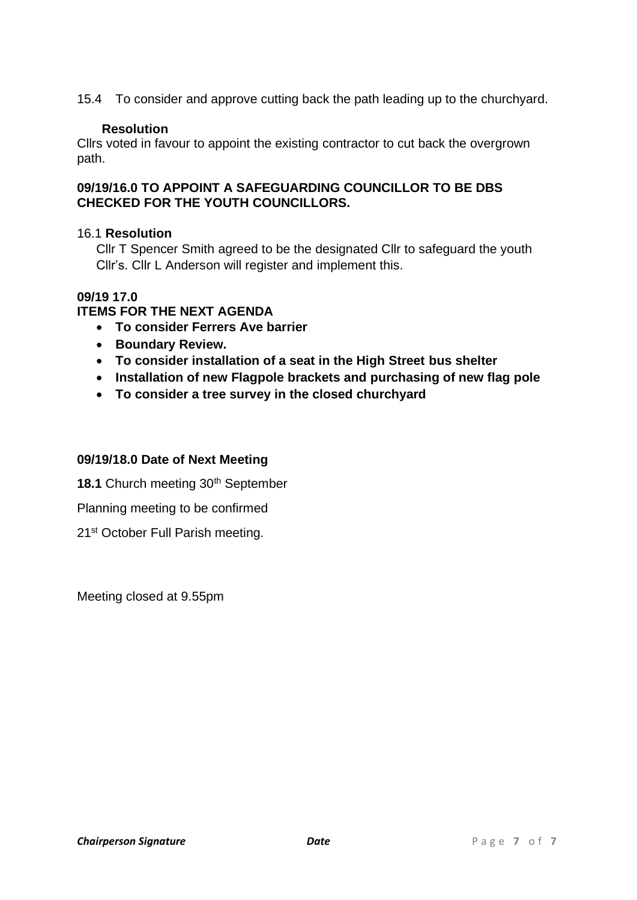15.4 To consider and approve cutting back the path leading up to the churchyard.

**Resolution**

Cllrs voted in favour to appoint the existing contractor to cut back the overgrown path.

**09/19/16.0 TO APPOINT A SAFEGUARDING COUNCILLOR TO BE DBS CHECKED FOR THE YOUTH COUNCILLORS.**

16.1 **Resolution**

Cllr T Spencer Smith agreed to be the designated Cllr to safeguard the youth Cllr's. Cllr L Anderson will register and implement this.

**09/19 17.0**
**ITEMS FOR THE NEXT AGENDA**

- **To consider Ferrers Ave barrier**
- **Boundary Review.**
- **To consider installation of a seat in the High Street bus shelter**
- **Installation of new Flagpole brackets and purchasing of new flag pole**
- **To consider a tree survey in the closed churchyard**

**09/19/18.0 Date of Next Meeting**

**18.1** Church meeting 30th September

Planning meeting to be confirmed

21st October Full Parish meeting.

Meeting closed at 9.55pm

***Chairperson Signature*** ***Date***